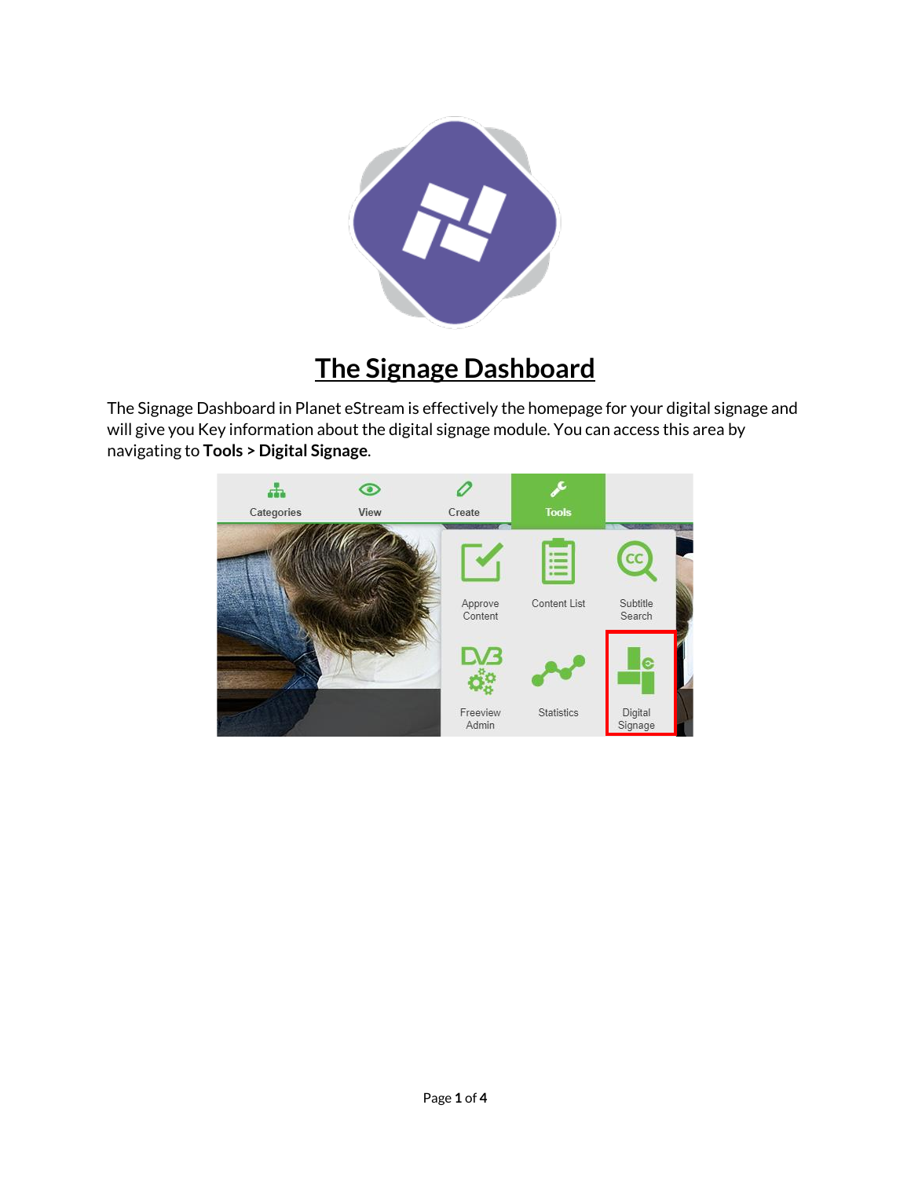# The Signage Dashboard

The Signage Dashboard in Planet eStream is effectively the homepage for your digital signage and will give you Key information about the digital signage module. You can access this area by navigating to **Tools > Digital Signage**.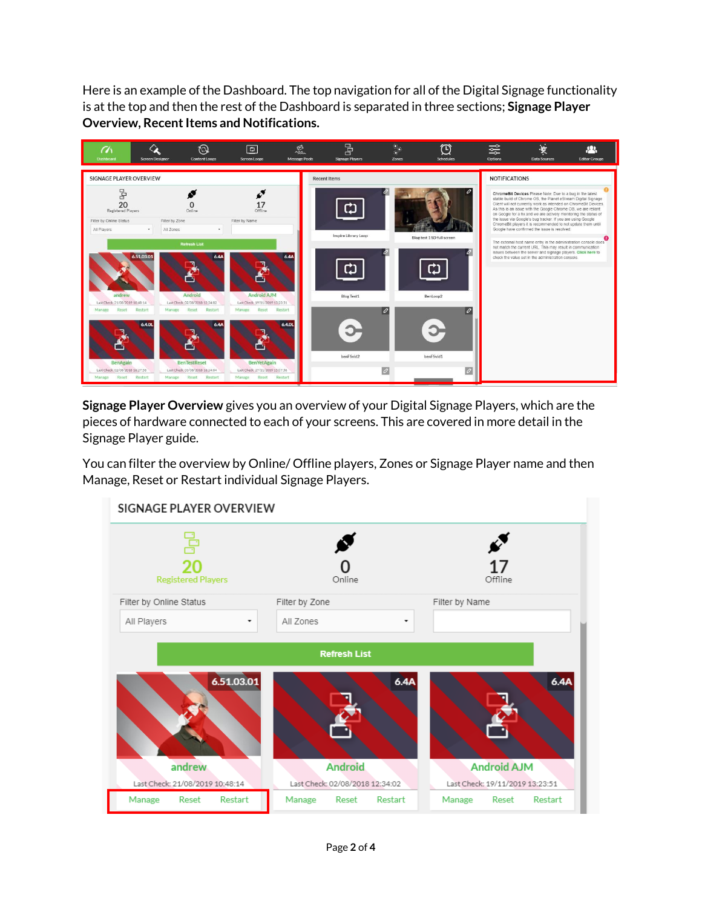Here is an example of the Dashboard. The top navigation for all of the Digital Signage functionality is at the top and then the rest of the Dashboard is separated in three sections; **Signage Player Overview, Recent Items and Notifications.**

**Signage Player Overview** gives you an overview of your Digital Signage Players, which are the pieces of hardware connected to each of your screens. This are covered in more detail in the Signage Player guide.

You can filter the overview by Online/ Offline players, Zones or Signage Player name and then Manage, Reset or Restart individual Signage Players.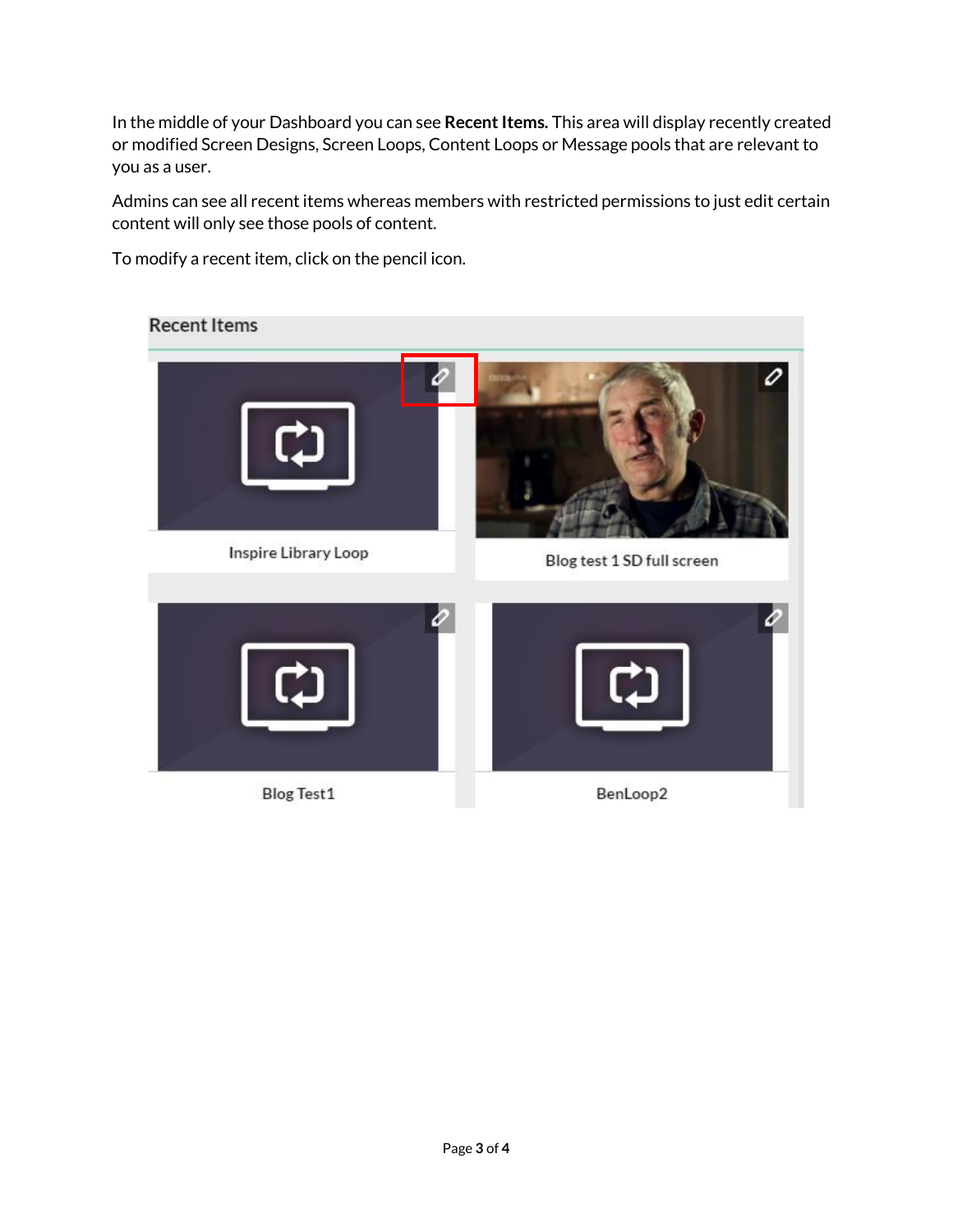In the middle of your Dashboard you can see **Recent Items.** This area will display recently created or modified Screen Designs, Screen Loops, Content Loops or Message pools that are relevant to you as a user.

Admins can see all recent items whereas members with restricted permissions to just edit certain content will only see those pools of content.

To modify a recent item, click on the pencil icon.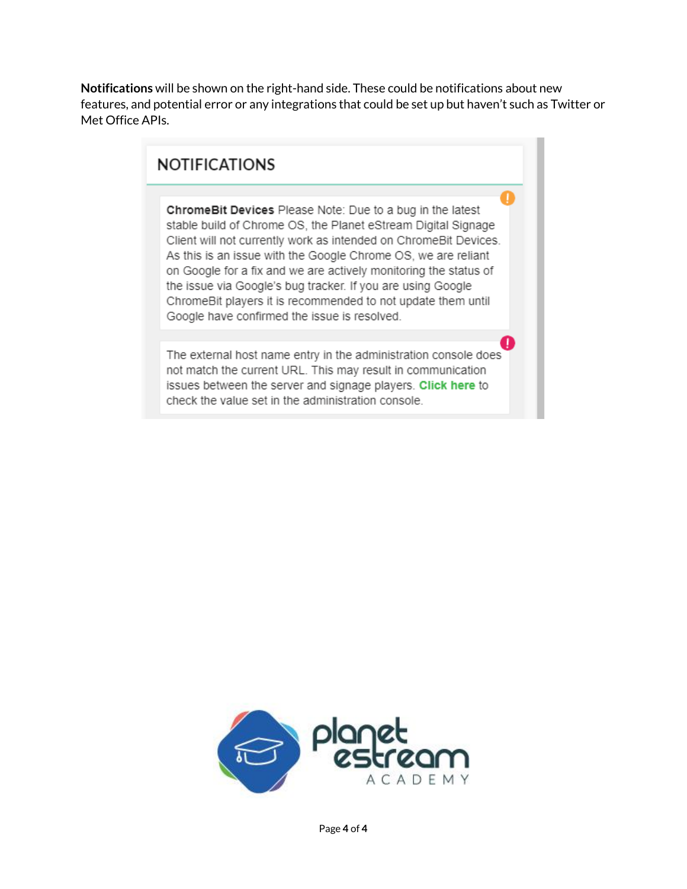**Notifications** will be shown on the right-hand side. These could be notifications about new features, and potential error or any integrations that could be set up but haven't such as Twitter or Met Office APIs.

NOTIFICATIONS

**ChromeBit Devices** Please Note: Due to a bug in the latest stable build of Chrome OS, the Planet eStream Digital Signage Client will not currently work as intended on ChromeBit Devices. As this is an issue with the Google Chrome OS, we are reliant on Google for a fix and we are actively monitoring the status of the issue via Google's bug tracker. If you are using Google ChromeBit players it is recommended to not update them until Google have confirmed the issue is resolved.

The external host name entry in the administration console does not match the current URL. This may result in communication issues between the server and signage players. **Click here** to check the value set in the administration console.

planet estream ACADEMY